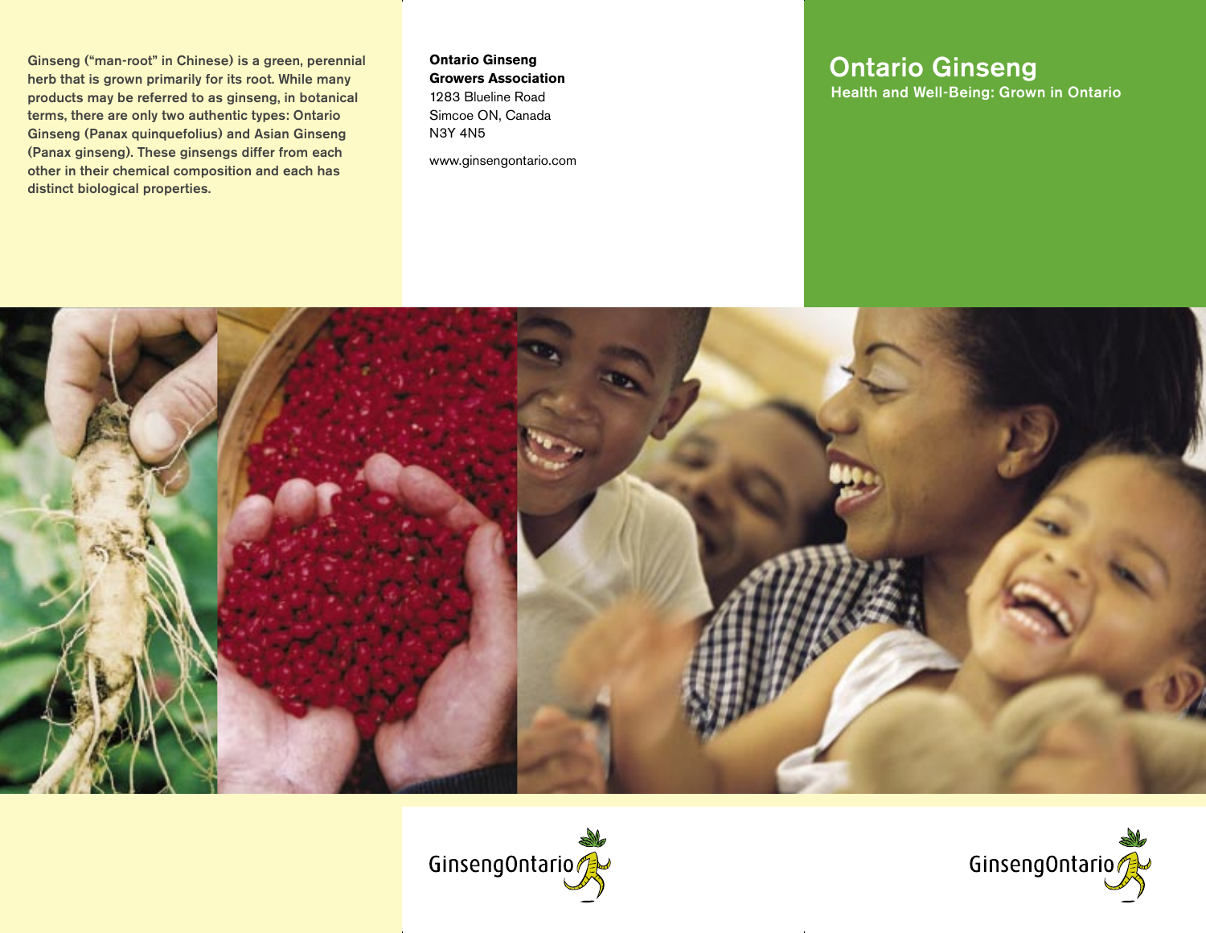# Ontario Ginseng

## Health and Well-Being: Grown in Ontario

Ginseng ("man-root" in Chinese) is a green, perennial herb that is grown primarily for its root. While many products may be referred to as ginseng, in botanical terms, there are only two authentic types: Ontario Ginseng (Panax quinquefolius) and Asian Ginseng (Panax ginseng). These ginsengs differ from each other in their chemical composition and each has distinct biological properties.

**Ontario Ginseng Growers Association**
1283 Blueline Road
Simcoe ON, Canada
N3Y 4N5

www.ginsengontario.com

GinsengOntario

GinsengOntario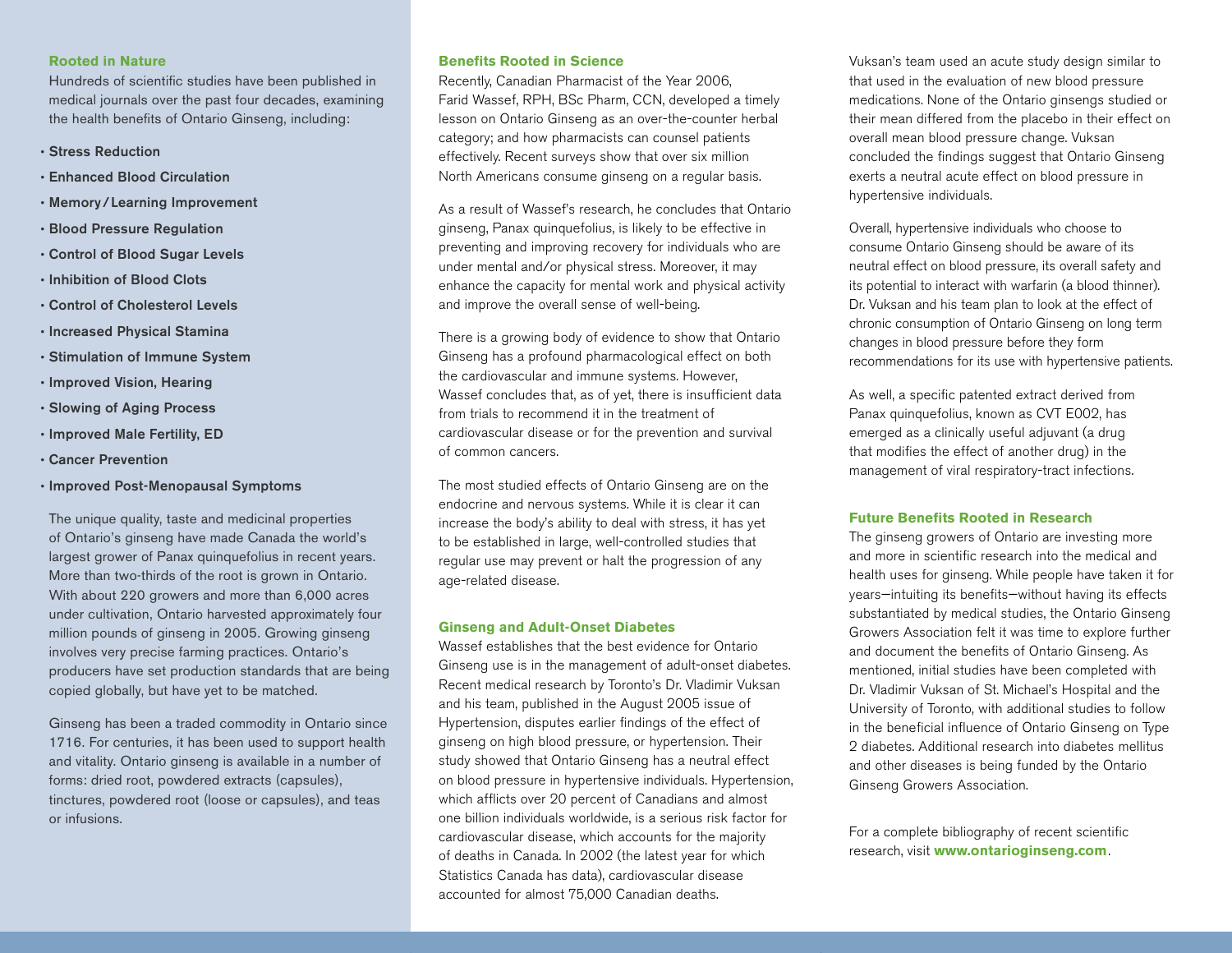## Rooted in Nature

Hundreds of scientific studies have been published in medical journals over the past four decades, examining the health benefits of Ontario Ginseng, including:

- Stress Reduction
- Enhanced Blood Circulation
- Memory/Learning Improvement
- Blood Pressure Regulation
- Control of Blood Sugar Levels
- Inhibition of Blood Clots
- Control of Cholesterol Levels
- Increased Physical Stamina
- Stimulation of Immune System
- Improved Vision, Hearing
- Slowing of Aging Process
- Improved Male Fertility, ED
- Cancer Prevention
- Improved Post-Menopausal Symptoms

The unique quality, taste and medicinal properties of Ontario's ginseng have made Canada the world's largest grower of Panax quinquefolius in recent years. More than two-thirds of the root is grown in Ontario. With about 220 growers and more than 6,000 acres under cultivation, Ontario harvested approximately four million pounds of ginseng in 2005. Growing ginseng involves very precise farming practices. Ontario's producers have set production standards that are being copied globally, but have yet to be matched.

Ginseng has been a traded commodity in Ontario since 1716. For centuries, it has been used to support health and vitality. Ontario ginseng is available in a number of forms: dried root, powdered extracts (capsules), tinctures, powdered root (loose or capsules), and teas or infusions.

## Benefits Rooted in Science

Recently, Canadian Pharmacist of the Year 2006, Farid Wassef, RPH, BSc Pharm, CCN, developed a timely lesson on Ontario Ginseng as an over-the-counter herbal category; and how pharmacists can counsel patients effectively. Recent surveys show that over six million North Americans consume ginseng on a regular basis.

As a result of Wassef's research, he concludes that Ontario ginseng, Panax quinquefolius, is likely to be effective in preventing and improving recovery for individuals who are under mental and/or physical stress. Moreover, it may enhance the capacity for mental work and physical activity and improve the overall sense of well-being.

There is a growing body of evidence to show that Ontario Ginseng has a profound pharmacological effect on both the cardiovascular and immune systems. However, Wassef concludes that, as of yet, there is insufficient data from trials to recommend it in the treatment of cardiovascular disease or for the prevention and survival of common cancers.

The most studied effects of Ontario Ginseng are on the endocrine and nervous systems. While it is clear it can increase the body's ability to deal with stress, it has yet to be established in large, well-controlled studies that regular use may prevent or halt the progression of any age-related disease.

## Ginseng and Adult-Onset Diabetes

Wassef establishes that the best evidence for Ontario Ginseng use is in the management of adult-onset diabetes. Recent medical research by Toronto's Dr. Vladimir Vuksan and his team, published in the August 2005 issue of Hypertension, disputes earlier findings of the effect of ginseng on high blood pressure, or hypertension. Their study showed that Ontario Ginseng has a neutral effect on blood pressure in hypertensive individuals. Hypertension, which afflicts over 20 percent of Canadians and almost one billion individuals worldwide, is a serious risk factor for cardiovascular disease, which accounts for the majority of deaths in Canada. In 2002 (the latest year for which Statistics Canada has data), cardiovascular disease accounted for almost 75,000 Canadian deaths.

Vuksan's team used an acute study design similar to that used in the evaluation of new blood pressure medications. None of the Ontario ginsengs studied or their mean differed from the placebo in their effect on overall mean blood pressure change. Vuksan concluded the findings suggest that Ontario Ginseng exerts a neutral acute effect on blood pressure in hypertensive individuals.

Overall, hypertensive individuals who choose to consume Ontario Ginseng should be aware of its neutral effect on blood pressure, its overall safety and its potential to interact with warfarin (a blood thinner). Dr. Vuksan and his team plan to look at the effect of chronic consumption of Ontario Ginseng on long term changes in blood pressure before they form recommendations for its use with hypertensive patients.

As well, a specific patented extract derived from Panax quinquefolius, known as CVT E002, has emerged as a clinically useful adjuvant (a drug that modifies the effect of another drug) in the management of viral respiratory-tract infections.

## Future Benefits Rooted in Research

The ginseng growers of Ontario are investing more and more in scientific research into the medical and health uses for ginseng. While people have taken it for years—intuiting its benefits—without having its effects substantiated by medical studies, the Ontario Ginseng Growers Association felt it was time to explore further and document the benefits of Ontario Ginseng. As mentioned, initial studies have been completed with Dr. Vladimir Vuksan of St. Michael's Hospital and the University of Toronto, with additional studies to follow in the beneficial influence of Ontario Ginseng on Type 2 diabetes. Additional research into diabetes mellitus and other diseases is being funded by the Ontario Ginseng Growers Association.

For a complete bibliography of recent scientific research, visit **www.ontarioginseng.com**.